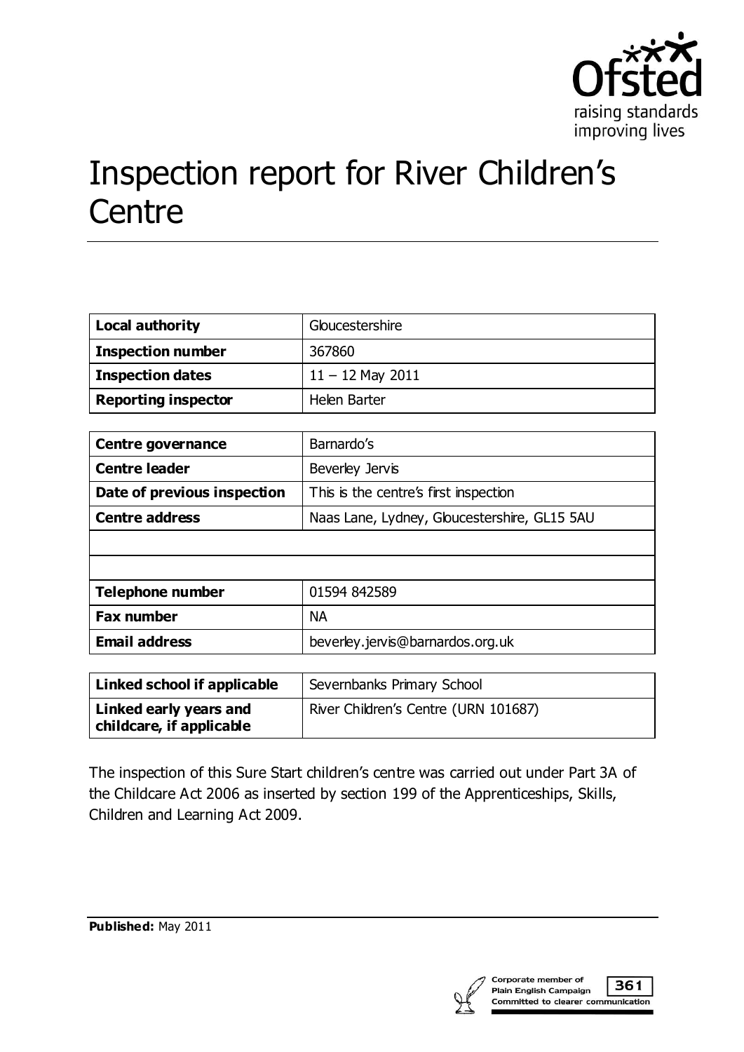# Inspection report for River Children's Centre

| Local authority | Gloucestershire |
| --- | --- |
| **Inspection number** | 367860 |
| **Inspection dates** | 11 – 12 May 2011 |
| **Reporting inspector** | Helen Barter |

| Centre governance | Barnardo's |
| --- | --- |
| **Centre leader** | Beverley Jervis |
| **Date of previous inspection** | This is the centre's first inspection |
| **Centre address** | Naas Lane, Lydney, Gloucestershire, GL15 5AU |
| | |
| | |
| **Telephone number** | 01594 842589 |
| **Fax number** | NA |
| **Email address** | beverley.jervis@barnardos.org.uk |

| Linked school if applicable | Severnbanks Primary School |
| --- | --- |
| **Linked early years and childcare, if applicable** | River Children's Centre (URN 101687) |

The inspection of this Sure Start children's centre was carried out under Part 3A of the Childcare Act 2006 as inserted by section 199 of the Apprenticeships, Skills, Children and Learning Act 2009.

**Published:** May 2011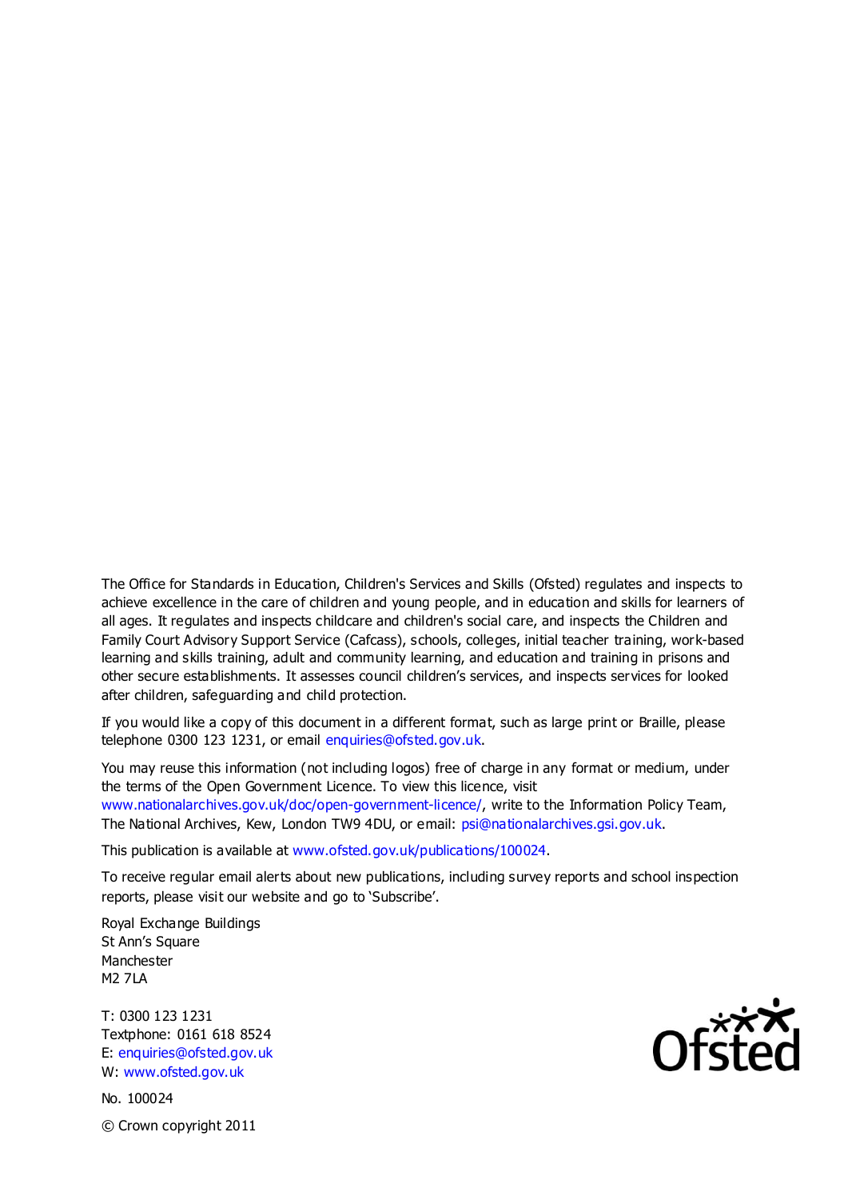The Office for Standards in Education, Children's Services and Skills (Ofsted) regulates and inspects to achieve excellence in the care of children and young people, and in education and skills for learners of all ages. It regulates and inspects childcare and children's social care, and inspects the Children and Family Court Advisory Support Service (Cafcass), schools, colleges, initial teacher training, work-based learning and skills training, adult and community learning, and education and training in prisons and other secure establishments. It assesses council children's services, and inspects services for looked after children, safeguarding and child protection.

If you would like a copy of this document in a different format, such as large print or Braille, please telephone 0300 123 1231, or email enquiries@ofsted.gov.uk.

You may reuse this information (not including logos) free of charge in any format or medium, under the terms of the Open Government Licence. To view this licence, visit www.nationalarchives.gov.uk/doc/open-government-licence/, write to the Information Policy Team, The National Archives, Kew, London TW9 4DU, or email: psi@nationalarchives.gsi.gov.uk.

This publication is available at www.ofsted.gov.uk/publications/100024.

To receive regular email alerts about new publications, including survey reports and school inspection reports, please visit our website and go to 'Subscribe'.

Royal Exchange Buildings
St Ann's Square
Manchester
M2 7LA

T: 0300 123 1231
Textphone: 0161 618 8524
E: enquiries@ofsted.gov.uk
W: www.ofsted.gov.uk

No. 100024

© Crown copyright 2011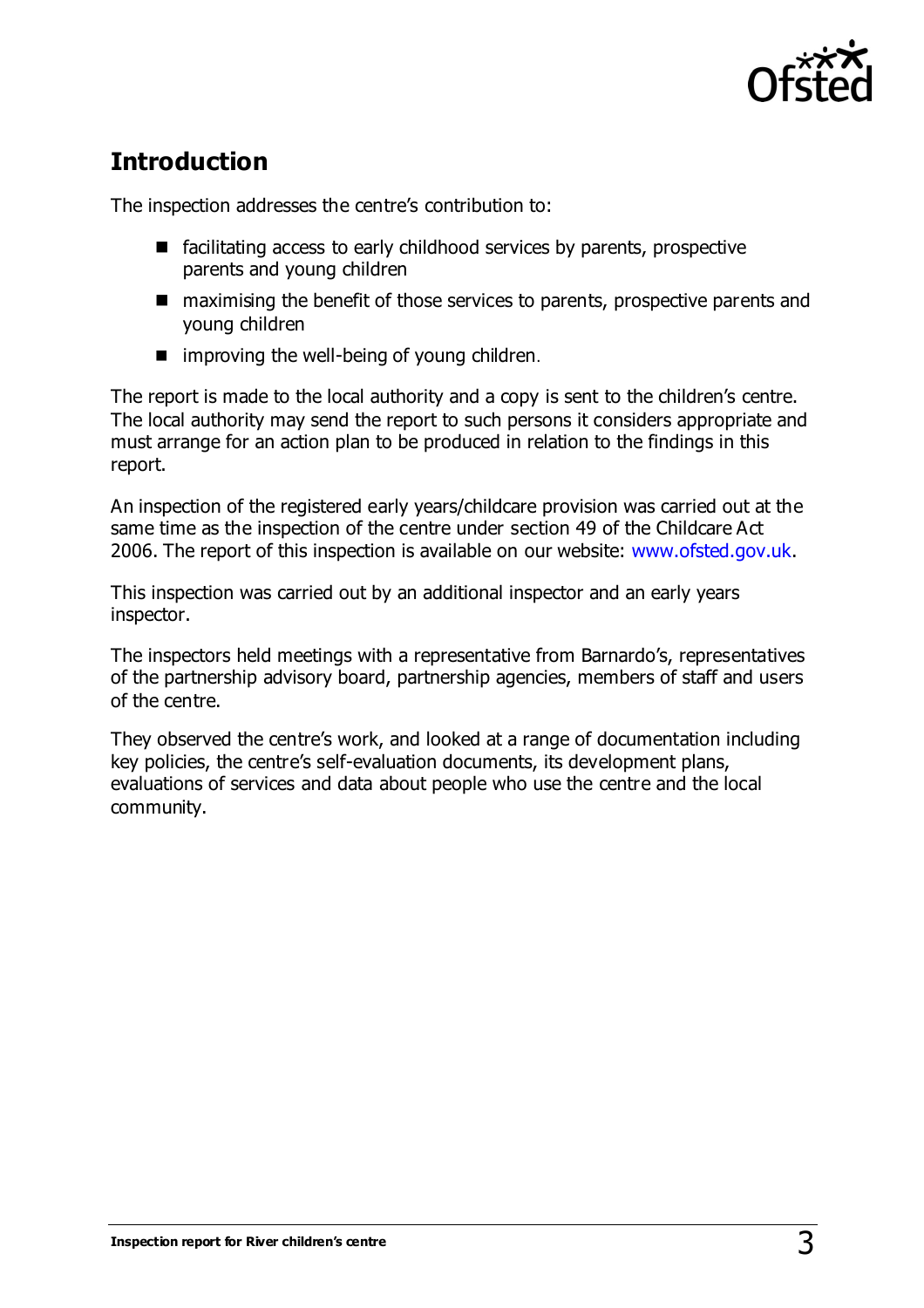## Introduction

The inspection addresses the centre's contribution to:

- facilitating access to early childhood services by parents, prospective parents and young children
- maximising the benefit of those services to parents, prospective parents and young children
- improving the well-being of young children.

The report is made to the local authority and a copy is sent to the children's centre. The local authority may send the report to such persons it considers appropriate and must arrange for an action plan to be produced in relation to the findings in this report.

An inspection of the registered early years/childcare provision was carried out at the same time as the inspection of the centre under section 49 of the Childcare Act 2006. The report of this inspection is available on our website: www.ofsted.gov.uk.

This inspection was carried out by an additional inspector and an early years inspector.

The inspectors held meetings with a representative from Barnardo's, representatives of the partnership advisory board, partnership agencies, members of staff and users of the centre.

They observed the centre's work, and looked at a range of documentation including key policies, the centre's self-evaluation documents, its development plans, evaluations of services and data about people who use the centre and the local community.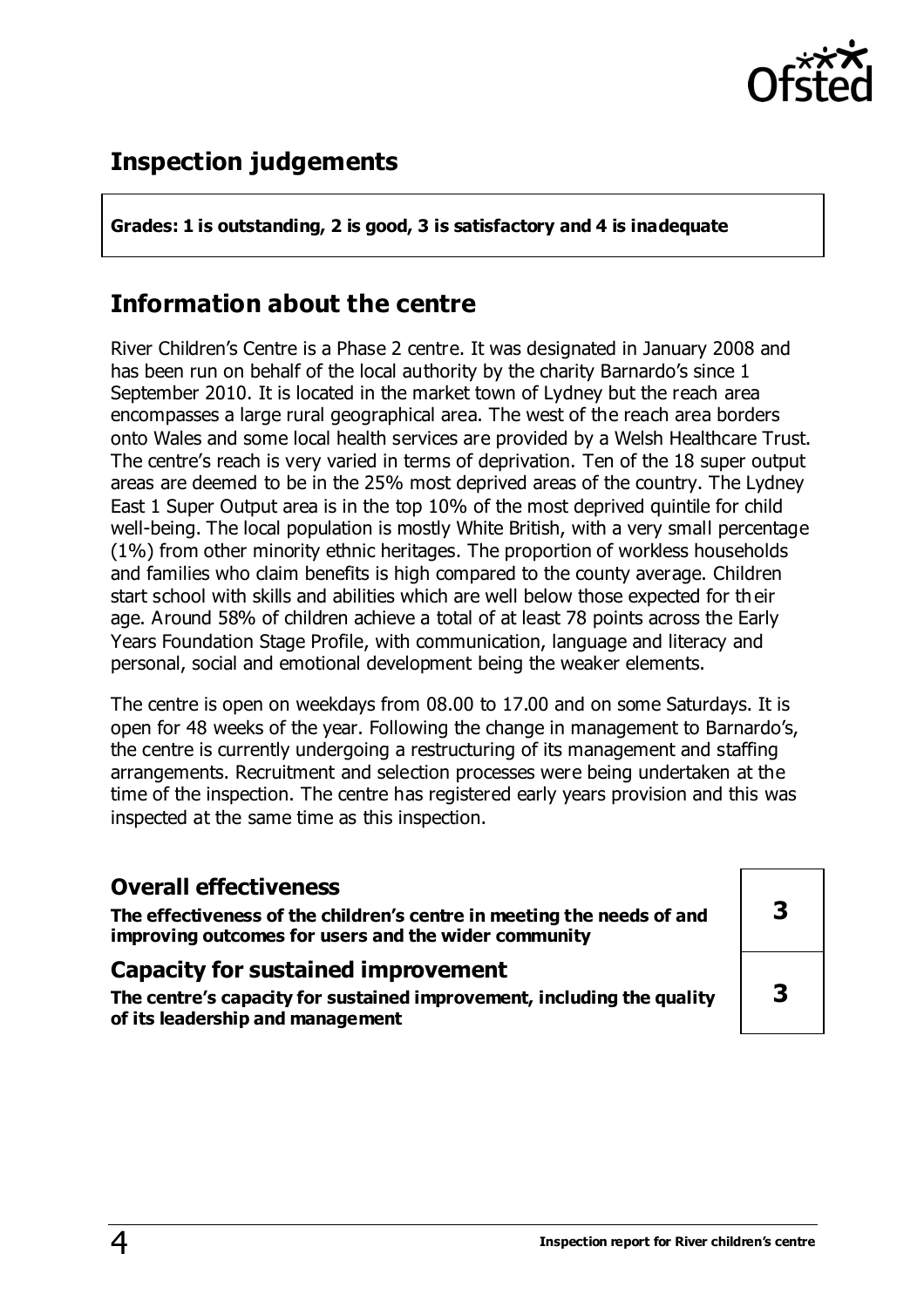## Inspection judgements

**Grades: 1 is outstanding, 2 is good, 3 is satisfactory and 4 is inadequate**

## Information about the centre

River Children's Centre is a Phase 2 centre. It was designated in January 2008 and has been run on behalf of the local authority by the charity Barnardo's since 1 September 2010. It is located in the market town of Lydney but the reach area encompasses a large rural geographical area. The west of the reach area borders onto Wales and some local health services are provided by a Welsh Healthcare Trust. The centre's reach is very varied in terms of deprivation. Ten of the 18 super output areas are deemed to be in the 25% most deprived areas of the country. The Lydney East 1 Super Output area is in the top 10% of the most deprived quintile for child well-being. The local population is mostly White British, with a very small percentage (1%) from other minority ethnic heritages. The proportion of workless households and families who claim benefits is high compared to the county average. Children start school with skills and abilities which are well below those expected for their age. Around 58% of children achieve a total of at least 78 points across the Early Years Foundation Stage Profile, with communication, language and literacy and personal, social and emotional development being the weaker elements.

The centre is open on weekdays from 08.00 to 17.00 and on some Saturdays. It is open for 48 weeks of the year. Following the change in management to Barnardo's, the centre is currently undergoing a restructuring of its management and staffing arrangements. Recruitment and selection processes were being undertaken at the time of the inspection. The centre has registered early years provision and this was inspected at the same time as this inspection.

| | |
|---|---|
| **Overall effectiveness**<br>**The effectiveness of the children's centre in meeting the needs of and improving outcomes for users and the wider community** | **3** |
| **Capacity for sustained improvement**<br>**The centre's capacity for sustained improvement, including the quality of its leadership and management** | **3** |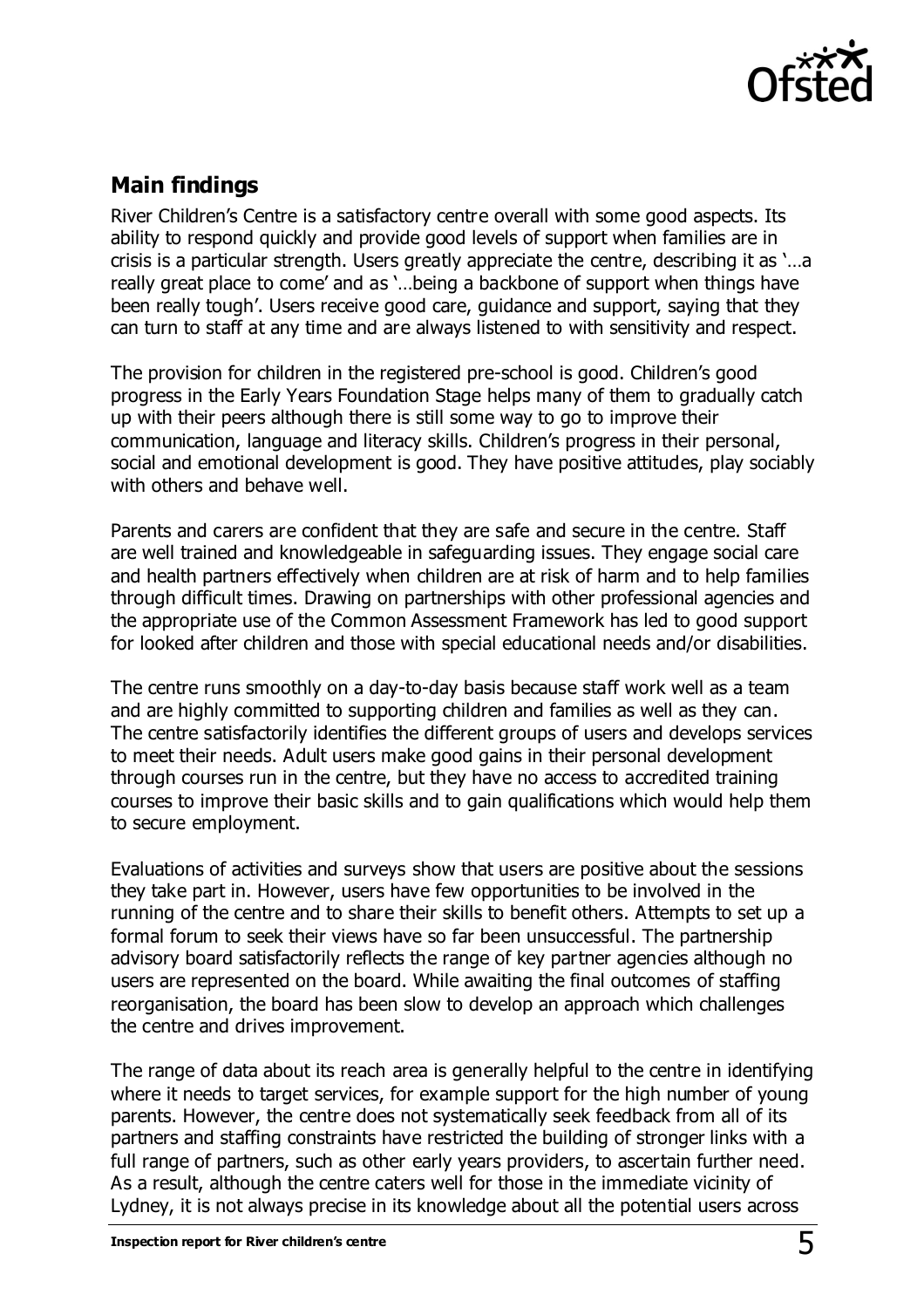## Main findings

River Children's Centre is a satisfactory centre overall with some good aspects. Its ability to respond quickly and provide good levels of support when families are in crisis is a particular strength. Users greatly appreciate the centre, describing it as '…a really great place to come' and as '…being a backbone of support when things have been really tough'. Users receive good care, guidance and support, saying that they can turn to staff at any time and are always listened to with sensitivity and respect.

The provision for children in the registered pre-school is good. Children's good progress in the Early Years Foundation Stage helps many of them to gradually catch up with their peers although there is still some way to go to improve their communication, language and literacy skills. Children's progress in their personal, social and emotional development is good. They have positive attitudes, play sociably with others and behave well.

Parents and carers are confident that they are safe and secure in the centre. Staff are well trained and knowledgeable in safeguarding issues. They engage social care and health partners effectively when children are at risk of harm and to help families through difficult times. Drawing on partnerships with other professional agencies and the appropriate use of the Common Assessment Framework has led to good support for looked after children and those with special educational needs and/or disabilities.

The centre runs smoothly on a day-to-day basis because staff work well as a team and are highly committed to supporting children and families as well as they can. The centre satisfactorily identifies the different groups of users and develops services to meet their needs. Adult users make good gains in their personal development through courses run in the centre, but they have no access to accredited training courses to improve their basic skills and to gain qualifications which would help them to secure employment.

Evaluations of activities and surveys show that users are positive about the sessions they take part in. However, users have few opportunities to be involved in the running of the centre and to share their skills to benefit others. Attempts to set up a formal forum to seek their views have so far been unsuccessful. The partnership advisory board satisfactorily reflects the range of key partner agencies although no users are represented on the board. While awaiting the final outcomes of staffing reorganisation, the board has been slow to develop an approach which challenges the centre and drives improvement.

The range of data about its reach area is generally helpful to the centre in identifying where it needs to target services, for example support for the high number of young parents. However, the centre does not systematically seek feedback from all of its partners and staffing constraints have restricted the building of stronger links with a full range of partners, such as other early years providers, to ascertain further need. As a result, although the centre caters well for those in the immediate vicinity of Lydney, it is not always precise in its knowledge about all the potential users across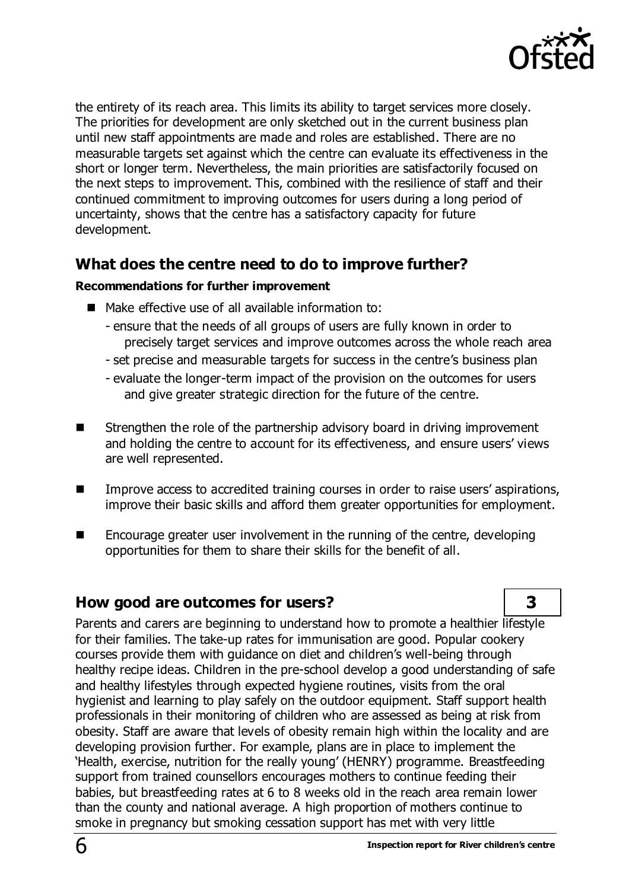the entirety of its reach area. This limits its ability to target services more closely. The priorities for development are only sketched out in the current business plan until new staff appointments are made and roles are established. There are no measurable targets set against which the centre can evaluate its effectiveness in the short or longer term. Nevertheless, the main priorities are satisfactorily focused on the next steps to improvement. This, combined with the resilience of staff and their continued commitment to improving outcomes for users during a long period of uncertainty, shows that the centre has a satisfactory capacity for future development.

## What does the centre need to do to improve further?

**Recommendations for further improvement**

- Make effective use of all available information to:
  - ensure that the needs of all groups of users are fully known in order to precisely target services and improve outcomes across the whole reach area
  - set precise and measurable targets for success in the centre's business plan
  - evaluate the longer-term impact of the provision on the outcomes for users and give greater strategic direction for the future of the centre.
- Strengthen the role of the partnership advisory board in driving improvement and holding the centre to account for its effectiveness, and ensure users' views are well represented.
- Improve access to accredited training courses in order to raise users' aspirations, improve their basic skills and afford them greater opportunities for employment.
- Encourage greater user involvement in the running of the centre, developing opportunities for them to share their skills for the benefit of all.

## How good are outcomes for users? **3**

Parents and carers are beginning to understand how to promote a healthier lifestyle for their families. The take-up rates for immunisation are good. Popular cookery courses provide them with guidance on diet and children's well-being through healthy recipe ideas. Children in the pre-school develop a good understanding of safe and healthy lifestyles through expected hygiene routines, visits from the oral hygienist and learning to play safely on the outdoor equipment. Staff support health professionals in their monitoring of children who are assessed as being at risk from obesity. Staff are aware that levels of obesity remain high within the locality and are developing provision further. For example, plans are in place to implement the 'Health, exercise, nutrition for the really young' (HENRY) programme. Breastfeeding support from trained counsellors encourages mothers to continue feeding their babies, but breastfeeding rates at 6 to 8 weeks old in the reach area remain lower than the county and national average. A high proportion of mothers continue to smoke in pregnancy but smoking cessation support has met with very little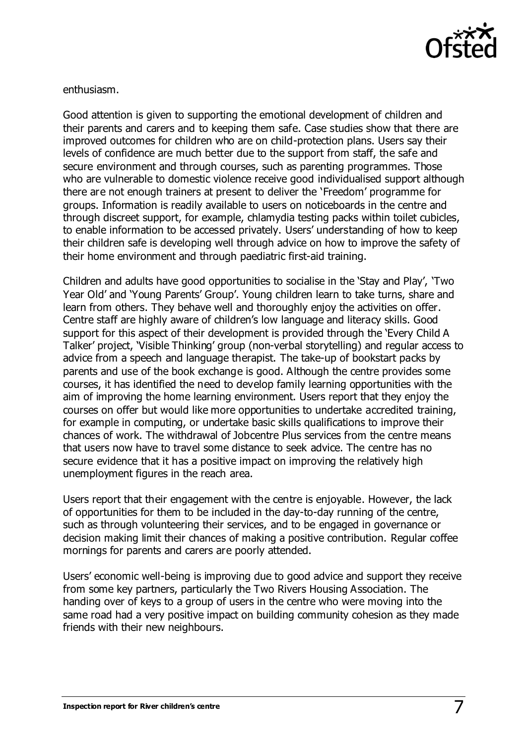enthusiasm.

Good attention is given to supporting the emotional development of children and their parents and carers and to keeping them safe. Case studies show that there are improved outcomes for children who are on child-protection plans. Users say their levels of confidence are much better due to the support from staff, the safe and secure environment and through courses, such as parenting programmes. Those who are vulnerable to domestic violence receive good individualised support although there are not enough trainers at present to deliver the 'Freedom' programme for groups. Information is readily available to users on noticeboards in the centre and through discreet support, for example, chlamydia testing packs within toilet cubicles, to enable information to be accessed privately. Users' understanding of how to keep their children safe is developing well through advice on how to improve the safety of their home environment and through paediatric first-aid training.

Children and adults have good opportunities to socialise in the 'Stay and Play', 'Two Year Old' and 'Young Parents' Group'. Young children learn to take turns, share and learn from others. They behave well and thoroughly enjoy the activities on offer. Centre staff are highly aware of children's low language and literacy skills. Good support for this aspect of their development is provided through the 'Every Child A Talker' project, 'Visible Thinking' group (non-verbal storytelling) and regular access to advice from a speech and language therapist. The take-up of bookstart packs by parents and use of the book exchange is good. Although the centre provides some courses, it has identified the need to develop family learning opportunities with the aim of improving the home learning environment. Users report that they enjoy the courses on offer but would like more opportunities to undertake accredited training, for example in computing, or undertake basic skills qualifications to improve their chances of work. The withdrawal of Jobcentre Plus services from the centre means that users now have to travel some distance to seek advice. The centre has no secure evidence that it has a positive impact on improving the relatively high unemployment figures in the reach area.

Users report that their engagement with the centre is enjoyable. However, the lack of opportunities for them to be included in the day-to-day running of the centre, such as through volunteering their services, and to be engaged in governance or decision making limit their chances of making a positive contribution. Regular coffee mornings for parents and carers are poorly attended.

Users' economic well-being is improving due to good advice and support they receive from some key partners, particularly the Two Rivers Housing Association. The handing over of keys to a group of users in the centre who were moving into the same road had a very positive impact on building community cohesion as they made friends with their new neighbours.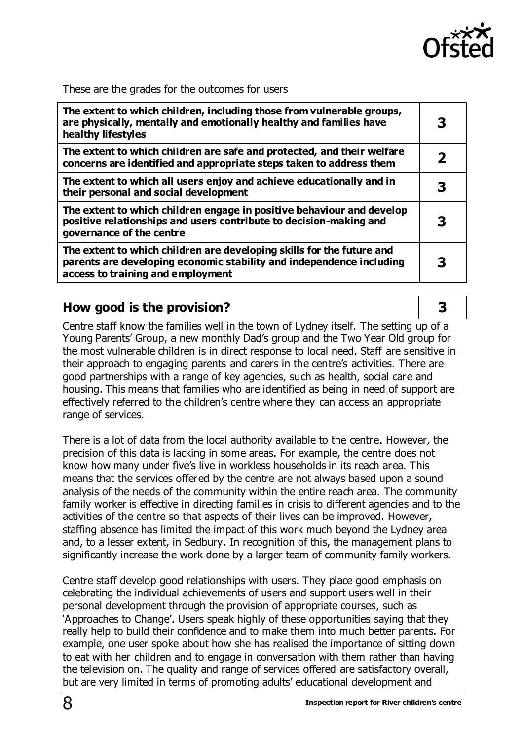These are the grades for the outcomes for users

| | |
|---|---|
| **The extent to which children, including those from vulnerable groups, are physically, mentally and emotionally healthy and families have healthy lifestyles** | **3** |
| **The extent to which children are safe and protected, and their welfare concerns are identified and appropriate steps taken to address them** | **2** |
| **The extent to which all users enjoy and achieve educationally and in their personal and social development** | **3** |
| **The extent to which children engage in positive behaviour and develop positive relationships and users contribute to decision-making and governance of the centre** | **3** |
| **The extent to which children are developing skills for the future and parents are developing economic stability and independence including access to training and employment** | **3** |

## How good is the provision? 3

Centre staff know the families well in the town of Lydney itself. The setting up of a Young Parents' Group, a new monthly Dad's group and the Two Year Old group for the most vulnerable children is in direct response to local need. Staff are sensitive in their approach to engaging parents and carers in the centre's activities. There are good partnerships with a range of key agencies, such as health, social care and housing. This means that families who are identified as being in need of support are effectively referred to the children's centre where they can access an appropriate range of services.

There is a lot of data from the local authority available to the centre. However, the precision of this data is lacking in some areas. For example, the centre does not know how many under five's live in workless households in its reach area. This means that the services offered by the centre are not always based upon a sound analysis of the needs of the community within the entire reach area. The community family worker is effective in directing families in crisis to different agencies and to the activities of the centre so that aspects of their lives can be improved. However, staffing absence has limited the impact of this work much beyond the Lydney area and, to a lesser extent, in Sedbury. In recognition of this, the management plans to significantly increase the work done by a larger team of community family workers.

Centre staff develop good relationships with users. They place good emphasis on celebrating the individual achievements of users and support users well in their personal development through the provision of appropriate courses, such as 'Approaches to Change'. Users speak highly of these opportunities saying that they really help to build their confidence and to make them into much better parents. For example, one user spoke about how she has realised the importance of sitting down to eat with her children and to engage in conversation with them rather than having the television on. The quality and range of services offered are satisfactory overall, but are very limited in terms of promoting adults' educational development and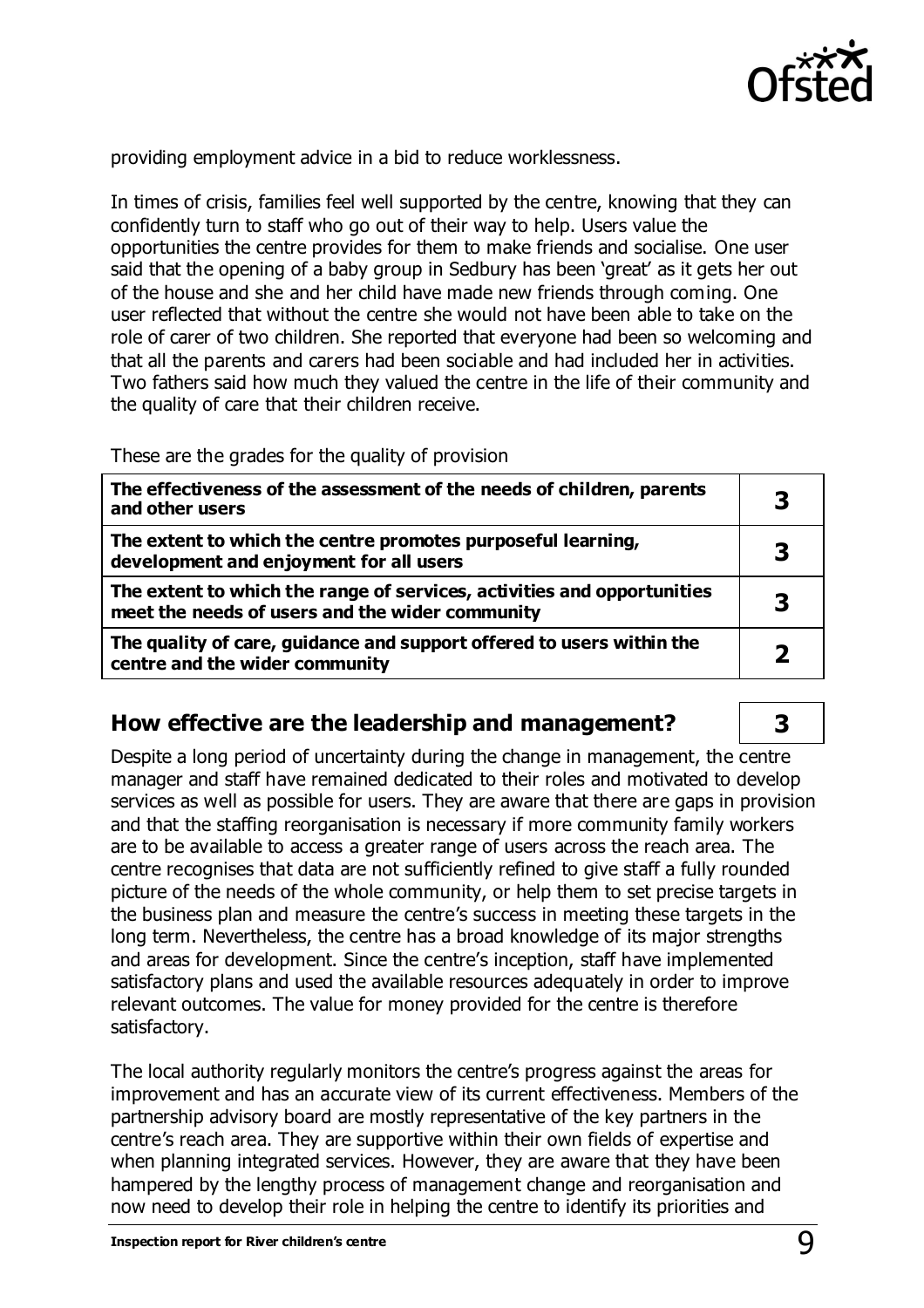providing employment advice in a bid to reduce worklessness.

In times of crisis, families feel well supported by the centre, knowing that they can confidently turn to staff who go out of their way to help. Users value the opportunities the centre provides for them to make friends and socialise. One user said that the opening of a baby group in Sedbury has been 'great' as it gets her out of the house and she and her child have made new friends through coming. One user reflected that without the centre she would not have been able to take on the role of carer of two children. She reported that everyone had been so welcoming and that all the parents and carers had been sociable and had included her in activities. Two fathers said how much they valued the centre in the life of their community and the quality of care that their children receive.

These are the grades for the quality of provision

| | |
|---|---|
| **The effectiveness of the assessment of the needs of children, parents and other users** | **3** |
| **The extent to which the centre promotes purposeful learning, development and enjoyment for all users** | **3** |
| **The extent to which the range of services, activities and opportunities meet the needs of users and the wider community** | **3** |
| **The quality of care, guidance and support offered to users within the centre and the wider community** | **2** |

## How effective are the leadership and management? **3**

Despite a long period of uncertainty during the change in management, the centre manager and staff have remained dedicated to their roles and motivated to develop services as well as possible for users. They are aware that there are gaps in provision and that the staffing reorganisation is necessary if more community family workers are to be available to access a greater range of users across the reach area. The centre recognises that data are not sufficiently refined to give staff a fully rounded picture of the needs of the whole community, or help them to set precise targets in the business plan and measure the centre's success in meeting these targets in the long term. Nevertheless, the centre has a broad knowledge of its major strengths and areas for development. Since the centre's inception, staff have implemented satisfactory plans and used the available resources adequately in order to improve relevant outcomes. The value for money provided for the centre is therefore satisfactory.

The local authority regularly monitors the centre's progress against the areas for improvement and has an accurate view of its current effectiveness. Members of the partnership advisory board are mostly representative of the key partners in the centre's reach area. They are supportive within their own fields of expertise and when planning integrated services. However, they are aware that they have been hampered by the lengthy process of management change and reorganisation and now need to develop their role in helping the centre to identify its priorities and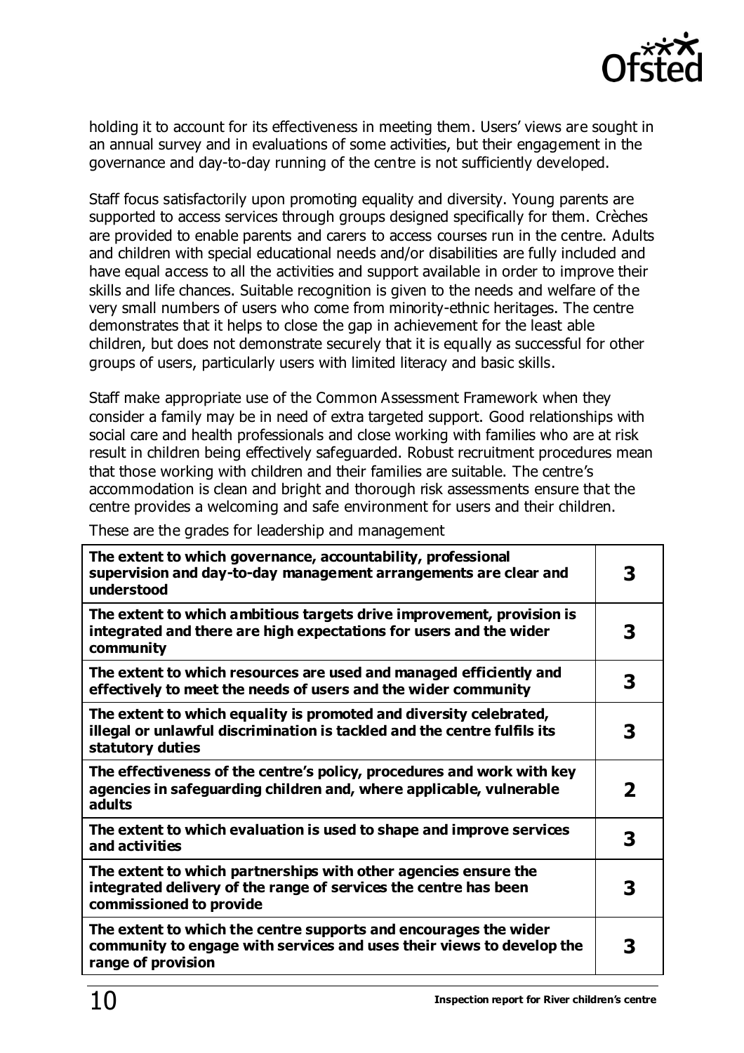holding it to account for its effectiveness in meeting them. Users' views are sought in an annual survey and in evaluations of some activities, but their engagement in the governance and day-to-day running of the centre is not sufficiently developed.

Staff focus satisfactorily upon promoting equality and diversity. Young parents are supported to access services through groups designed specifically for them. Crèches are provided to enable parents and carers to access courses run in the centre. Adults and children with special educational needs and/or disabilities are fully included and have equal access to all the activities and support available in order to improve their skills and life chances. Suitable recognition is given to the needs and welfare of the very small numbers of users who come from minority-ethnic heritages. The centre demonstrates that it helps to close the gap in achievement for the least able children, but does not demonstrate securely that it is equally as successful for other groups of users, particularly users with limited literacy and basic skills.

Staff make appropriate use of the Common Assessment Framework when they consider a family may be in need of extra targeted support. Good relationships with social care and health professionals and close working with families who are at risk result in children being effectively safeguarded. Robust recruitment procedures mean that those working with children and their families are suitable. The centre's accommodation is clean and bright and thorough risk assessments ensure that the centre provides a welcoming and safe environment for users and their children.

These are the grades for leadership and management

| | |
|---|---|
| **The extent to which governance, accountability, professional supervision and day-to-day management arrangements are clear and understood** | **3** |
| **The extent to which ambitious targets drive improvement, provision is integrated and there are high expectations for users and the wider community** | **3** |
| **The extent to which resources are used and managed efficiently and effectively to meet the needs of users and the wider community** | **3** |
| **The extent to which equality is promoted and diversity celebrated, illegal or unlawful discrimination is tackled and the centre fulfils its statutory duties** | **3** |
| **The effectiveness of the centre's policy, procedures and work with key agencies in safeguarding children and, where applicable, vulnerable adults** | **2** |
| **The extent to which evaluation is used to shape and improve services and activities** | **3** |
| **The extent to which partnerships with other agencies ensure the integrated delivery of the range of services the centre has been commissioned to provide** | **3** |
| **The extent to which the centre supports and encourages the wider community to engage with services and uses their views to develop the range of provision** | **3** |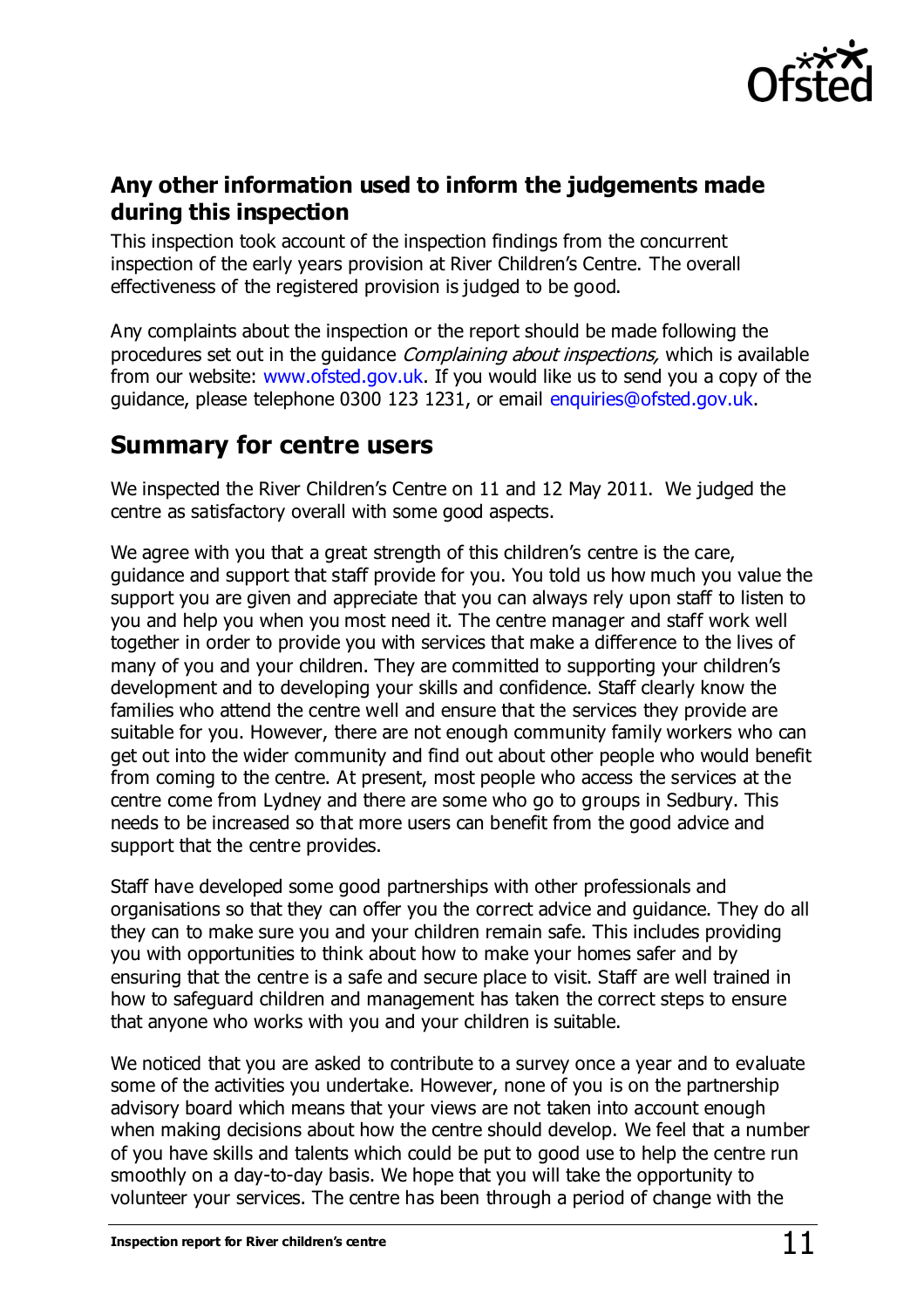## Any other information used to inform the judgements made during this inspection

This inspection took account of the inspection findings from the concurrent inspection of the early years provision at River Children's Centre. The overall effectiveness of the registered provision is judged to be good.

Any complaints about the inspection or the report should be made following the procedures set out in the guidance *Complaining about inspections,* which is available from our website: www.ofsted.gov.uk. If you would like us to send you a copy of the guidance, please telephone 0300 123 1231, or email enquiries@ofsted.gov.uk.

# Summary for centre users

We inspected the River Children's Centre on 11 and 12 May 2011. We judged the centre as satisfactory overall with some good aspects.

We agree with you that a great strength of this children's centre is the care, guidance and support that staff provide for you. You told us how much you value the support you are given and appreciate that you can always rely upon staff to listen to you and help you when you most need it. The centre manager and staff work well together in order to provide you with services that make a difference to the lives of many of you and your children. They are committed to supporting your children's development and to developing your skills and confidence. Staff clearly know the families who attend the centre well and ensure that the services they provide are suitable for you. However, there are not enough community family workers who can get out into the wider community and find out about other people who would benefit from coming to the centre. At present, most people who access the services at the centre come from Lydney and there are some who go to groups in Sedbury. This needs to be increased so that more users can benefit from the good advice and support that the centre provides.

Staff have developed some good partnerships with other professionals and organisations so that they can offer you the correct advice and guidance. They do all they can to make sure you and your children remain safe. This includes providing you with opportunities to think about how to make your homes safer and by ensuring that the centre is a safe and secure place to visit. Staff are well trained in how to safeguard children and management has taken the correct steps to ensure that anyone who works with you and your children is suitable.

We noticed that you are asked to contribute to a survey once a year and to evaluate some of the activities you undertake. However, none of you is on the partnership advisory board which means that your views are not taken into account enough when making decisions about how the centre should develop. We feel that a number of you have skills and talents which could be put to good use to help the centre run smoothly on a day-to-day basis. We hope that you will take the opportunity to volunteer your services. The centre has been through a period of change with the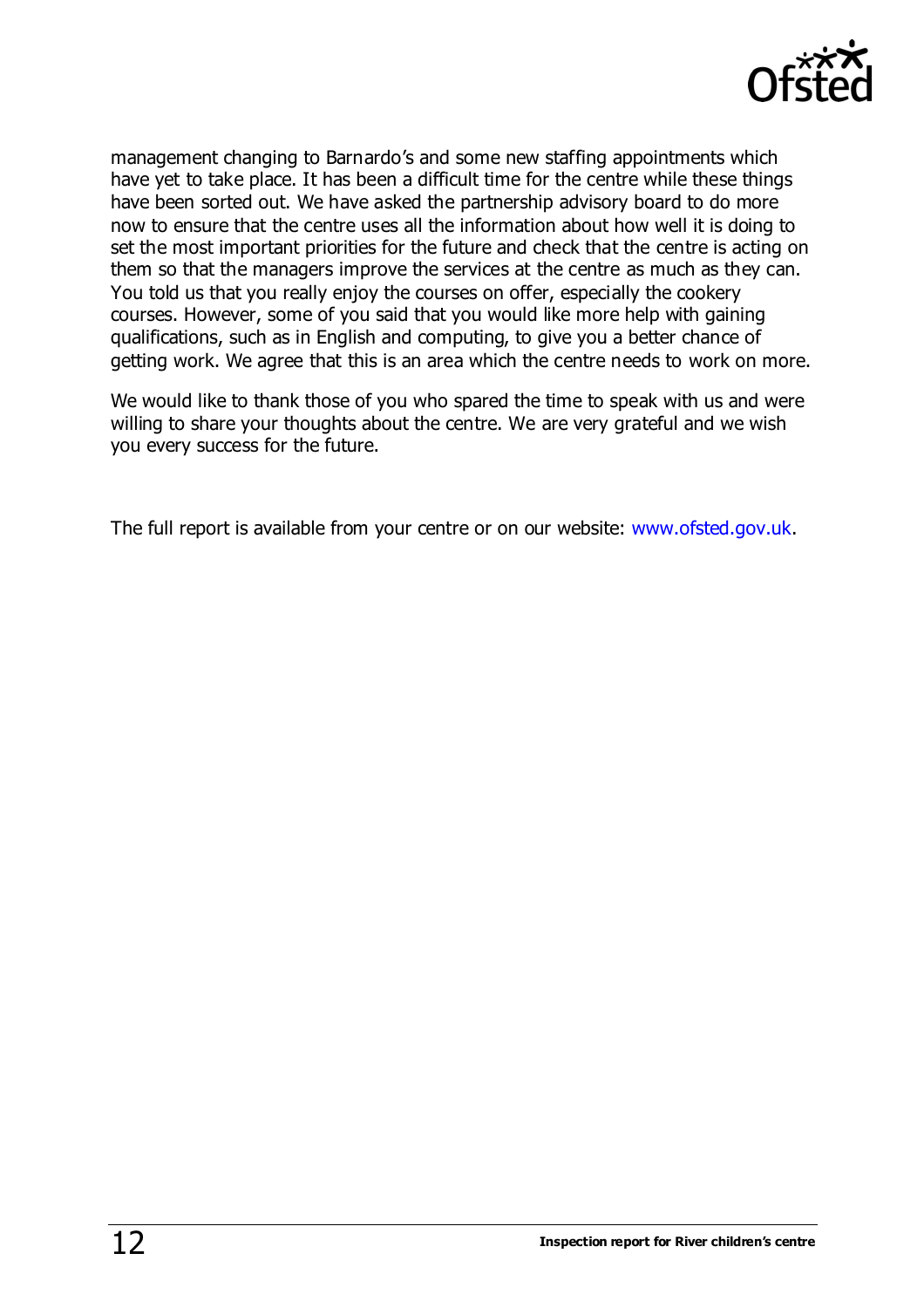management changing to Barnardo's and some new staffing appointments which have yet to take place. It has been a difficult time for the centre while these things have been sorted out. We have asked the partnership advisory board to do more now to ensure that the centre uses all the information about how well it is doing to set the most important priorities for the future and check that the centre is acting on them so that the managers improve the services at the centre as much as they can. You told us that you really enjoy the courses on offer, especially the cookery courses. However, some of you said that you would like more help with gaining qualifications, such as in English and computing, to give you a better chance of getting work. We agree that this is an area which the centre needs to work on more.

We would like to thank those of you who spared the time to speak with us and were willing to share your thoughts about the centre. We are very grateful and we wish you every success for the future.

The full report is available from your centre or on our website: www.ofsted.gov.uk.